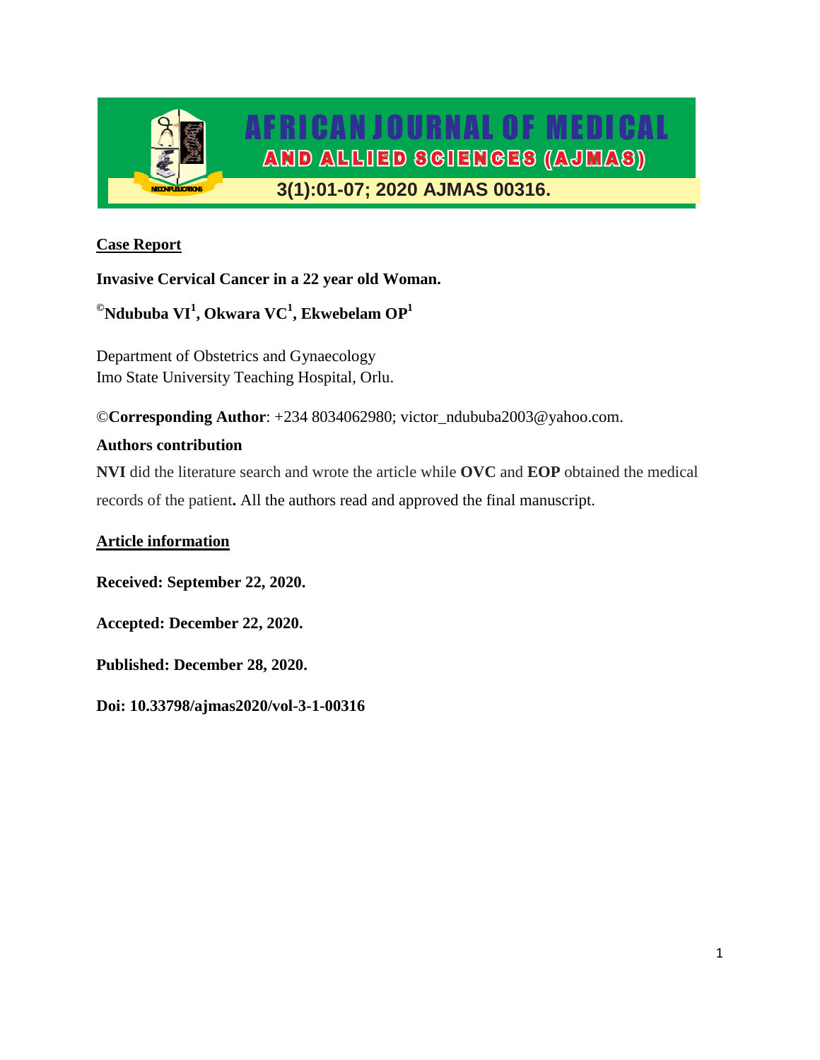**Case Report**

**Invasive Cervical Cancer in a 22 year old Woman.**

**©Ndububa VI[1], Okwara VC[1], Ekwebelam OP[1]**

Department of Obstetrics and Gynaecology
Imo State University Teaching Hospital, Orlu.

©**Corresponding Author**: +234 8034062980; victor_ndububa2003@yahoo.com.

**Authors contribution**

**NVI** did the literature search and wrote the article while **OVC** and **EOP** obtained the medical records of the patient**.** All the authors read and approved the final manuscript.

**Article information**

**Received: September 22, 2020.**

**Accepted: December 22, 2020.**

**Published: December 28, 2020.**

**Doi: 10.33798/ajmas2020/vol-3-1-00316**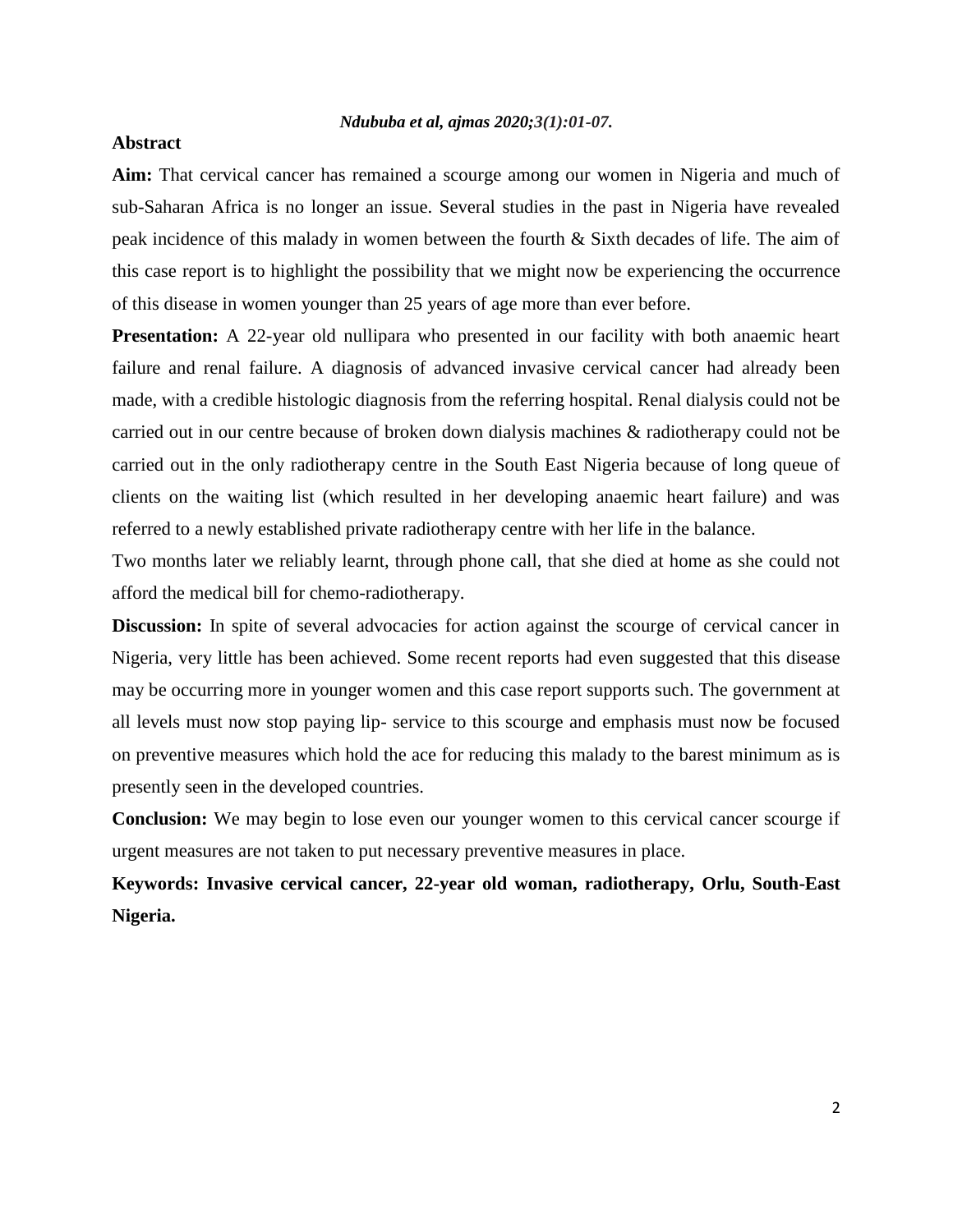## Abstract

**Aim:** That cervical cancer has remained a scourge among our women in Nigeria and much of sub-Saharan Africa is no longer an issue. Several studies in the past in Nigeria have revealed peak incidence of this malady in women between the fourth & Sixth decades of life. The aim of this case report is to highlight the possibility that we might now be experiencing the occurrence of this disease in women younger than 25 years of age more than ever before.

**Presentation:** A 22-year old nullipara who presented in our facility with both anaemic heart failure and renal failure. A diagnosis of advanced invasive cervical cancer had already been made, with a credible histologic diagnosis from the referring hospital. Renal dialysis could not be carried out in our centre because of broken down dialysis machines & radiotherapy could not be carried out in the only radiotherapy centre in the South East Nigeria because of long queue of clients on the waiting list (which resulted in her developing anaemic heart failure) and was referred to a newly established private radiotherapy centre with her life in the balance.

Two months later we reliably learnt, through phone call, that she died at home as she could not afford the medical bill for chemo-radiotherapy.

**Discussion:** In spite of several advocacies for action against the scourge of cervical cancer in Nigeria, very little has been achieved. Some recent reports had even suggested that this disease may be occurring more in younger women and this case report supports such. The government at all levels must now stop paying lip- service to this scourge and emphasis must now be focused on preventive measures which hold the ace for reducing this malady to the barest minimum as is presently seen in the developed countries.

**Conclusion:** We may begin to lose even our younger women to this cervical cancer scourge if urgent measures are not taken to put necessary preventive measures in place.

**Keywords: Invasive cervical cancer, 22-year old woman, radiotherapy, Orlu, South-East Nigeria.**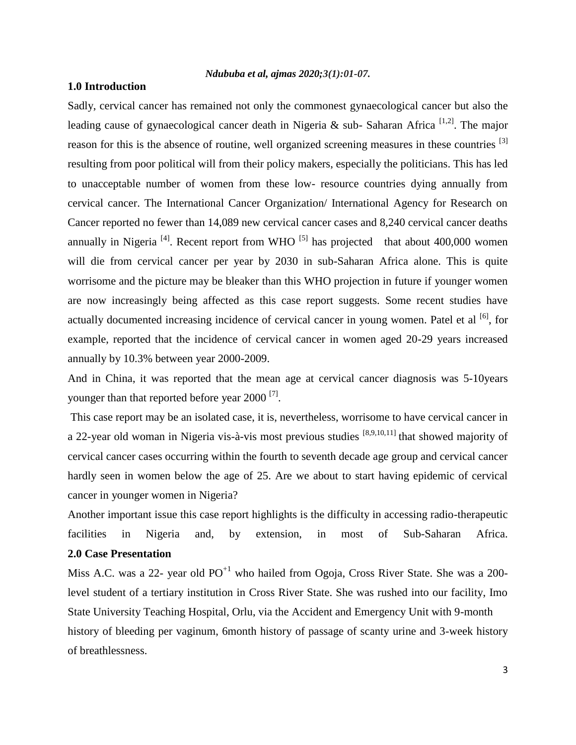## 1.0 Introduction

Sadly, cervical cancer has remained not only the commonest gynaecological cancer but also the leading cause of gynaecological cancer death in Nigeria & sub- Saharan Africa [1,2]. The major reason for this is the absence of routine, well organized screening measures in these countries [3] resulting from poor political will from their policy makers, especially the politicians. This has led to unacceptable number of women from these low- resource countries dying annually from cervical cancer. The International Cancer Organization/ International Agency for Research on Cancer reported no fewer than 14,089 new cervical cancer cases and 8,240 cervical cancer deaths annually in Nigeria [4]. Recent report from WHO [5] has projected that about 400,000 women will die from cervical cancer per year by 2030 in sub-Saharan Africa alone. This is quite worrisome and the picture may be bleaker than this WHO projection in future if younger women are now increasingly being affected as this case report suggests. Some recent studies have actually documented increasing incidence of cervical cancer in young women. Patel et al [6], for example, reported that the incidence of cervical cancer in women aged 20-29 years increased annually by 10.3% between year 2000-2009.

And in China, it was reported that the mean age at cervical cancer diagnosis was 5-10years younger than that reported before year 2000 [7].

This case report may be an isolated case, it is, nevertheless, worrisome to have cervical cancer in a 22-year old woman in Nigeria vis-à-vis most previous studies [8,9,10,11] that showed majority of cervical cancer cases occurring within the fourth to seventh decade age group and cervical cancer hardly seen in women below the age of 25. Are we about to start having epidemic of cervical cancer in younger women in Nigeria?

Another important issue this case report highlights is the difficulty in accessing radio-therapeutic facilities in Nigeria and, by extension, in most of Sub-Saharan Africa.

## 2.0 Case Presentation

Miss A.C. was a 22- year old $PO^{+1}$ who hailed from Ogoja, Cross River State. She was a 200-level student of a tertiary institution in Cross River State. She was rushed into our facility, Imo State University Teaching Hospital, Orlu, via the Accident and Emergency Unit with 9-month history of bleeding per vaginum, 6month history of passage of scanty urine and 3-week history of breathlessness.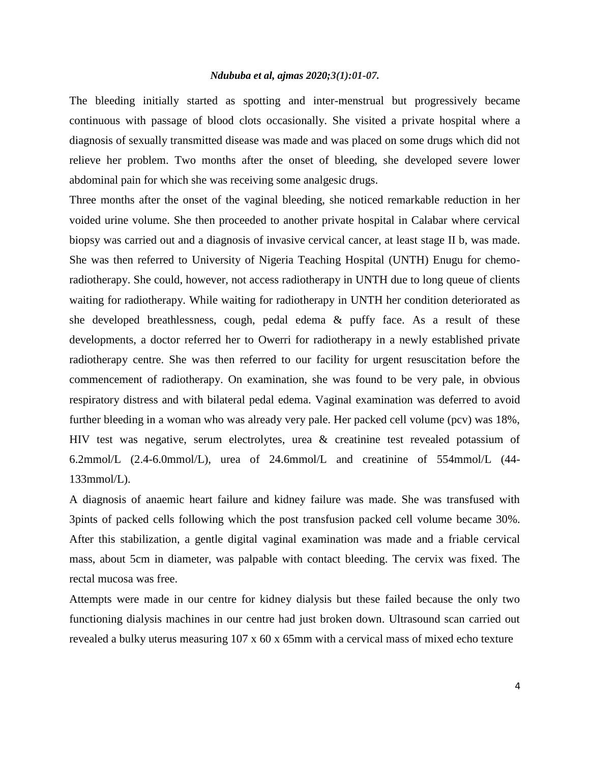The bleeding initially started as spotting and inter-menstrual but progressively became continuous with passage of blood clots occasionally. She visited a private hospital where a diagnosis of sexually transmitted disease was made and was placed on some drugs which did not relieve her problem. Two months after the onset of bleeding, she developed severe lower abdominal pain for which she was receiving some analgesic drugs.

Three months after the onset of the vaginal bleeding, she noticed remarkable reduction in her voided urine volume. She then proceeded to another private hospital in Calabar where cervical biopsy was carried out and a diagnosis of invasive cervical cancer, at least stage II b, was made. She was then referred to University of Nigeria Teaching Hospital (UNTH) Enugu for chemo-radiotherapy. She could, however, not access radiotherapy in UNTH due to long queue of clients waiting for radiotherapy. While waiting for radiotherapy in UNTH her condition deteriorated as she developed breathlessness, cough, pedal edema & puffy face. As a result of these developments, a doctor referred her to Owerri for radiotherapy in a newly established private radiotherapy centre. She was then referred to our facility for urgent resuscitation before the commencement of radiotherapy. On examination, she was found to be very pale, in obvious respiratory distress and with bilateral pedal edema. Vaginal examination was deferred to avoid further bleeding in a woman who was already very pale. Her packed cell volume (pcv) was 18%, HIV test was negative, serum electrolytes, urea & creatinine test revealed potassium of 6.2mmol/L (2.4-6.0mmol/L), urea of 24.6mmol/L and creatinine of 554mmol/L (44-133mmol/L).

A diagnosis of anaemic heart failure and kidney failure was made. She was transfused with 3pints of packed cells following which the post transfusion packed cell volume became 30%. After this stabilization, a gentle digital vaginal examination was made and a friable cervical mass, about 5cm in diameter, was palpable with contact bleeding. The cervix was fixed. The rectal mucosa was free.

Attempts were made in our centre for kidney dialysis but these failed because the only two functioning dialysis machines in our centre had just broken down. Ultrasound scan carried out revealed a bulky uterus measuring 107 x 60 x 65mm with a cervical mass of mixed echo texture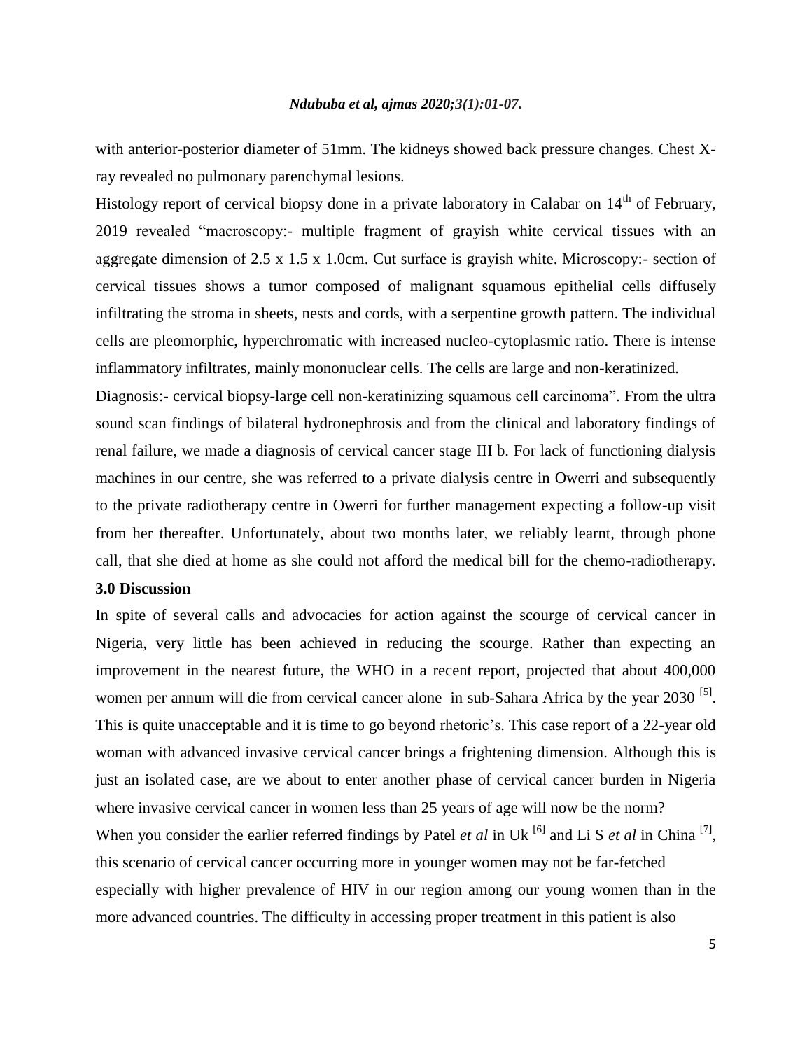with anterior-posterior diameter of 51mm. The kidneys showed back pressure changes. Chest X-ray revealed no pulmonary parenchymal lesions.

Histology report of cervical biopsy done in a private laboratory in Calabar on 14th of February, 2019 revealed "macroscopy:- multiple fragment of grayish white cervical tissues with an aggregate dimension of 2.5 x 1.5 x 1.0cm. Cut surface is grayish white. Microscopy:- section of cervical tissues shows a tumor composed of malignant squamous epithelial cells diffusely infiltrating the stroma in sheets, nests and cords, with a serpentine growth pattern. The individual cells are pleomorphic, hyperchromatic with increased nucleo-cytoplasmic ratio. There is intense inflammatory infiltrates, mainly mononuclear cells. The cells are large and non-keratinized.

Diagnosis:- cervical biopsy-large cell non-keratinizing squamous cell carcinoma". From the ultra sound scan findings of bilateral hydronephrosis and from the clinical and laboratory findings of renal failure, we made a diagnosis of cervical cancer stage III b. For lack of functioning dialysis machines in our centre, she was referred to a private dialysis centre in Owerri and subsequently to the private radiotherapy centre in Owerri for further management expecting a follow-up visit from her thereafter. Unfortunately, about two months later, we reliably learnt, through phone call, that she died at home as she could not afford the medical bill for the chemo-radiotherapy.

### 3.0 Discussion

In spite of several calls and advocacies for action against the scourge of cervical cancer in Nigeria, very little has been achieved in reducing the scourge. Rather than expecting an improvement in the nearest future, the WHO in a recent report, projected that about 400,000 women per annum will die from cervical cancer alone in sub-Sahara Africa by the year 2030 [5]. This is quite unacceptable and it is time to go beyond rhetoric's. This case report of a 22-year old woman with advanced invasive cervical cancer brings a frightening dimension. Although this is just an isolated case, are we about to enter another phase of cervical cancer burden in Nigeria where invasive cervical cancer in women less than 25 years of age will now be the norm?

When you consider the earlier referred findings by Patel *et al* in Uk [6] and Li S *et al* in China [7], this scenario of cervical cancer occurring more in younger women may not be far-fetched especially with higher prevalence of HIV in our region among our young women than in the more advanced countries. The difficulty in accessing proper treatment in this patient is also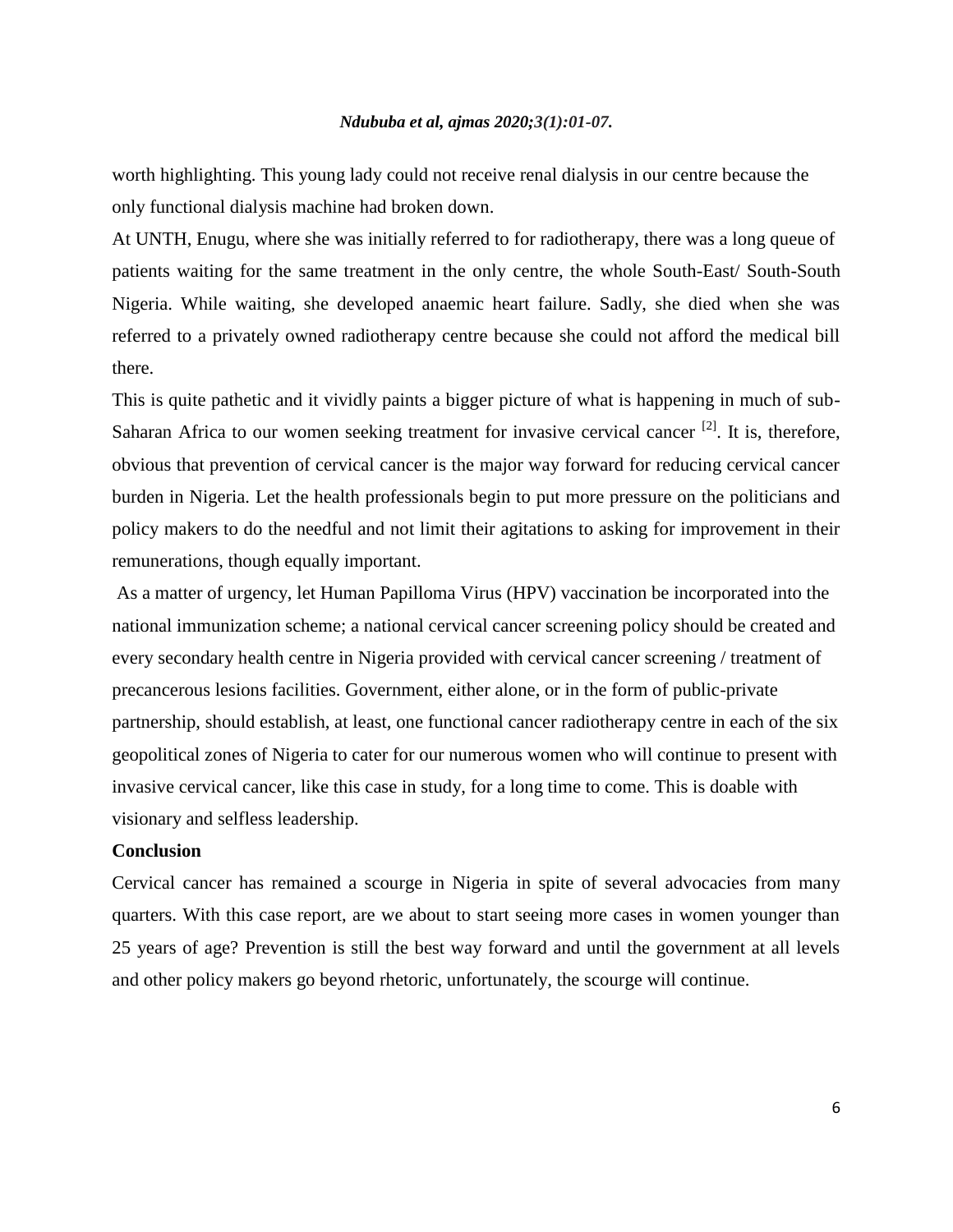worth highlighting. This young lady could not receive renal dialysis in our centre because the only functional dialysis machine had broken down.

At UNTH, Enugu, where she was initially referred to for radiotherapy, there was a long queue of patients waiting for the same treatment in the only centre, the whole South-East/ South-South Nigeria. While waiting, she developed anaemic heart failure. Sadly, she died when she was referred to a privately owned radiotherapy centre because she could not afford the medical bill there.

This is quite pathetic and it vividly paints a bigger picture of what is happening in much of sub-Saharan Africa to our women seeking treatment for invasive cervical cancer [2]. It is, therefore, obvious that prevention of cervical cancer is the major way forward for reducing cervical cancer burden in Nigeria. Let the health professionals begin to put more pressure on the politicians and policy makers to do the needful and not limit their agitations to asking for improvement in their remunerations, though equally important.

As a matter of urgency, let Human Papilloma Virus (HPV) vaccination be incorporated into the national immunization scheme; a national cervical cancer screening policy should be created and every secondary health centre in Nigeria provided with cervical cancer screening / treatment of precancerous lesions facilities. Government, either alone, or in the form of public-private partnership, should establish, at least, one functional cancer radiotherapy centre in each of the six geopolitical zones of Nigeria to cater for our numerous women who will continue to present with invasive cervical cancer, like this case in study, for a long time to come. This is doable with visionary and selfless leadership.

**Conclusion**

Cervical cancer has remained a scourge in Nigeria in spite of several advocacies from many quarters. With this case report, are we about to start seeing more cases in women younger than 25 years of age? Prevention is still the best way forward and until the government at all levels and other policy makers go beyond rhetoric, unfortunately, the scourge will continue.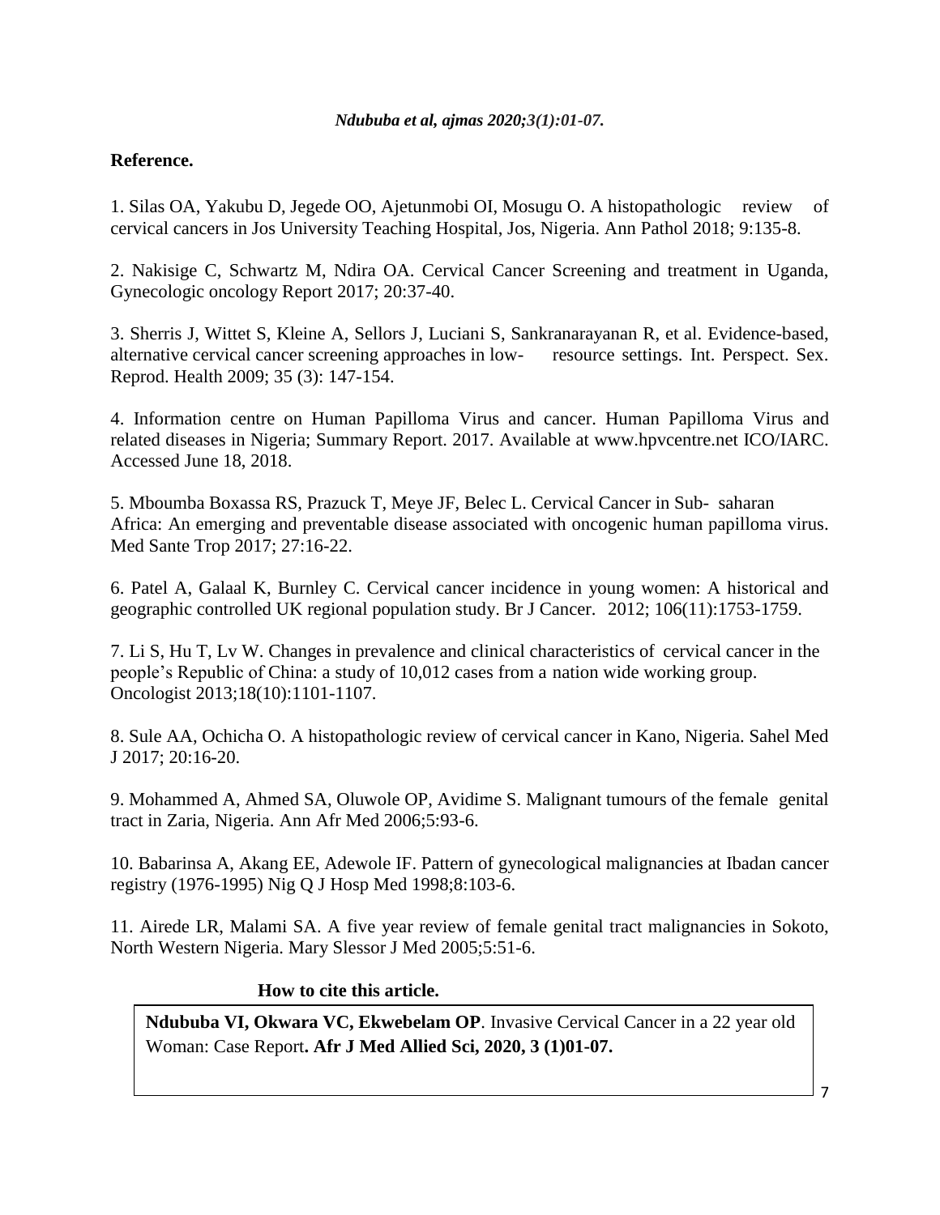## Reference.

1. Silas OA, Yakubu D, Jegede OO, Ajetunmobi OI, Mosugu O. A histopathologic review of cervical cancers in Jos University Teaching Hospital, Jos, Nigeria. Ann Pathol 2018; 9:135-8.

2. Nakisige C, Schwartz M, Ndira OA. Cervical Cancer Screening and treatment in Uganda, Gynecologic oncology Report 2017; 20:37-40.

3. Sherris J, Wittet S, Kleine A, Sellors J, Luciani S, Sankranarayanan R, et al. Evidence-based, alternative cervical cancer screening approaches in low- resource settings. Int. Perspect. Sex. Reprod. Health 2009; 35 (3): 147-154.

4. Information centre on Human Papilloma Virus and cancer. Human Papilloma Virus and related diseases in Nigeria; Summary Report. 2017. Available at www.hpvcentre.net ICO/IARC. Accessed June 18, 2018.

5. Mboumba Boxassa RS, Prazuck T, Meye JF, Belec L. Cervical Cancer in Sub- saharan Africa: An emerging and preventable disease associated with oncogenic human papilloma virus. Med Sante Trop 2017; 27:16-22.

6. Patel A, Galaal K, Burnley C. Cervical cancer incidence in young women: A historical and geographic controlled UK regional population study. Br J Cancer. 2012; 106(11):1753-1759.

7. Li S, Hu T, Lv W. Changes in prevalence and clinical characteristics of cervical cancer in the people's Republic of China: a study of 10,012 cases from a nation wide working group. Oncologist 2013;18(10):1101-1107.

8. Sule AA, Ochicha O. A histopathologic review of cervical cancer in Kano, Nigeria. Sahel Med J 2017; 20:16-20.

9. Mohammed A, Ahmed SA, Oluwole OP, Avidime S. Malignant tumours of the female genital tract in Zaria, Nigeria. Ann Afr Med 2006;5:93-6.

10. Babarinsa A, Akang EE, Adewole IF. Pattern of gynecological malignancies at Ibadan cancer registry (1976-1995) Nig Q J Hosp Med 1998;8:103-6.

11. Airede LR, Malami SA. A five year review of female genital tract malignancies in Sokoto, North Western Nigeria. Mary Slessor J Med 2005;5:51-6.

**How to cite this article.**

**Ndububa VI, Okwara VC, Ekwebelam OP**. Invasive Cervical Cancer in a 22 year old Woman: Case Report**. Afr J Med Allied Sci, 2020, 3 (1)01-07.**